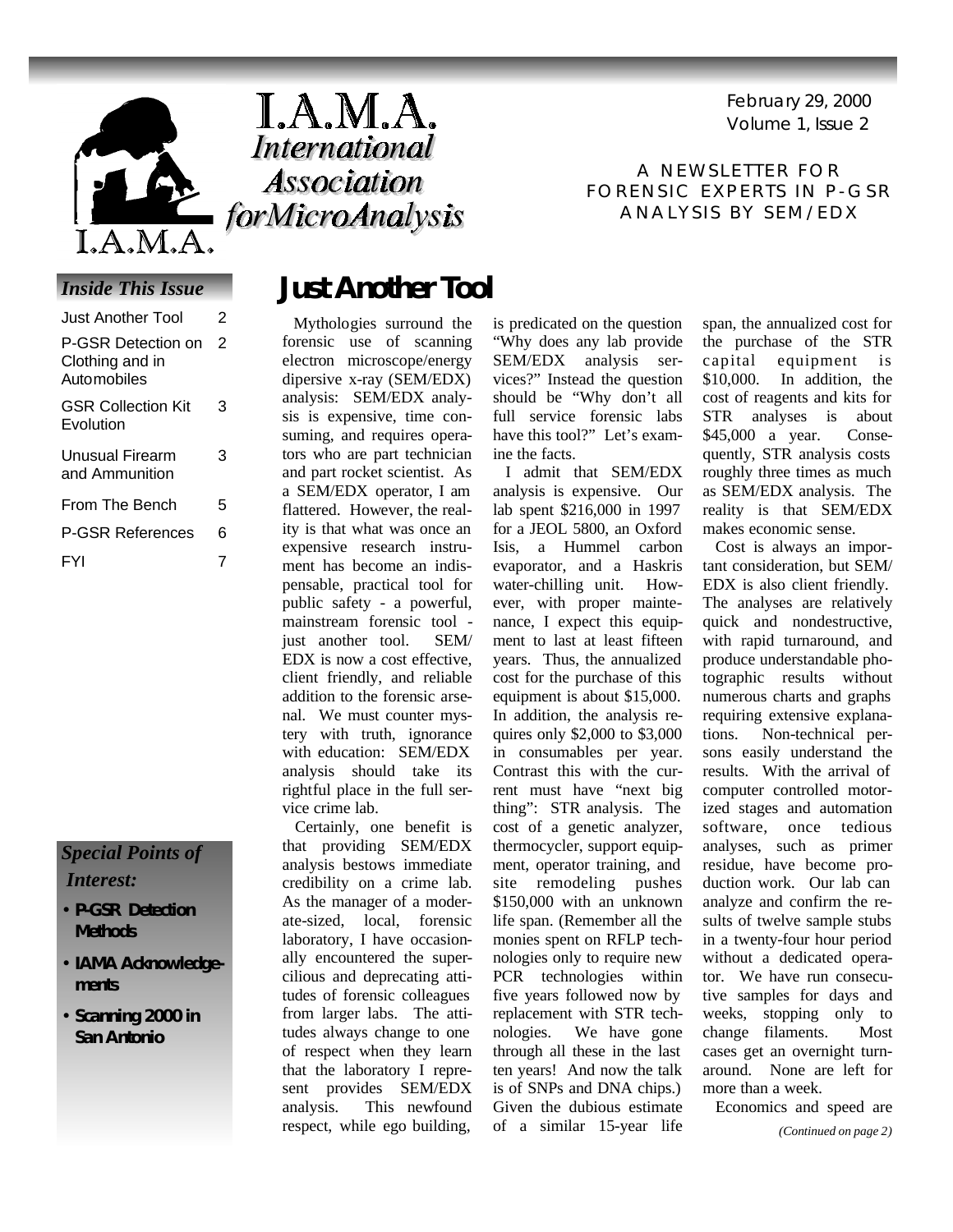# I.A.M.A.

## International Association forMicroAnalysis

February 29, 2000
Volume 1, Issue 2

A NEWSLETTER FOR FORENSIC EXPERTS IN P-GSR ANALYSIS BY SEM/EDX

### *Inside This Issue*

| | |
|---|---|
| Just Another Tool | 2 |
| P-GSR Detection on Clothing and in Automobiles | 2 |
| GSR Collection Kit Evolution | 3 |
| Unusual Firearm and Ammunition | 3 |
| From The Bench | 5 |
| P-GSR References | 6 |
| FYI | 7 |

### *Special Points of Interest:*

- **P-GSR Detection Methods**
- **IAMA Acknowledgements**
- **Scanning 2000 in San Antonio**

# Just Another Tool

Mythologies surround the forensic use of scanning electron microscope/energy dipersive x-ray (SEM/EDX) analysis: SEM/EDX analysis is expensive, time consuming, and requires operators who are part technician and part rocket scientist. As a SEM/EDX operator, I am flattered. However, the reality is that what was once an expensive research instrument has become an indispensable, practical tool for public safety - a powerful, mainstream forensic tool - just another tool. SEM/EDX is now a cost effective, client friendly, and reliable addition to the forensic arsenal. We must counter mystery with truth, ignorance with education: SEM/EDX analysis should take its rightful place in the full service crime lab.

Certainly, one benefit is that providing SEM/EDX analysis bestows immediate credibility on a crime lab. As the manager of a moderate-sized, local, forensic laboratory, I have occasionally encountered the supercilious and deprecating attitudes of forensic colleagues from larger labs. The attitudes always change to one of respect when they learn that the laboratory I represent provides SEM/EDX analysis. This newfound respect, while ego building, is predicated on the question "Why does any lab provide SEM/EDX analysis services?" Instead the question should be "Why don't all full service forensic labs have this tool?" Let's examine the facts.

I admit that SEM/EDX analysis is expensive. Our lab spent $216,000 in 1997 for a JEOL 5800, an Oxford Isis, a Hummel carbon evaporator, and a Haskris water-chilling unit. However, with proper maintenance, I expect this equipment to last at least fifteen years. Thus, the annualized cost for the purchase of this equipment is about $15,000. In addition, the analysis requires only $2,000 to $3,000 in consumables per year. Contrast this with the current must have "next big thing": STR analysis. The cost of a genetic analyzer, thermocycler, support equipment, operator training, and site remodeling pushes $150,000 with an unknown life span. (Remember all the monies spent on RFLP technologies only to require new PCR technologies within five years followed now by replacement with STR technologies. We have gone through all these in the last ten years! And now the talk is of SNPs and DNA chips.) Given the dubious estimate of a similar 15-year life span, the annualized cost for the purchase of the STR capital equipment is $10,000. In addition, the cost of reagents and kits for STR analyses is about $45,000 a year. Consequently, STR analysis costs roughly three times as much as SEM/EDX analysis. The reality is that SEM/EDX makes economic sense.

Cost is always an important consideration, but SEM/EDX is also client friendly. The analyses are relatively quick and nondestructive, with rapid turnaround, and produce understandable photographic results without numerous charts and graphs requiring extensive explanations. Non-technical persons easily understand the results. With the arrival of computer controlled motorized stages and automation software, once tedious analyses, such as primer residue, have become production work. Our lab can analyze and confirm the results of twelve sample stubs in a twenty-four hour period without a dedicated operator. We have run consecutive samples for days and weeks, stopping only to change filaments. Most cases get an overnight turnaround. None are left for more than a week.

Economics and speed are

*(Continued on page 2)*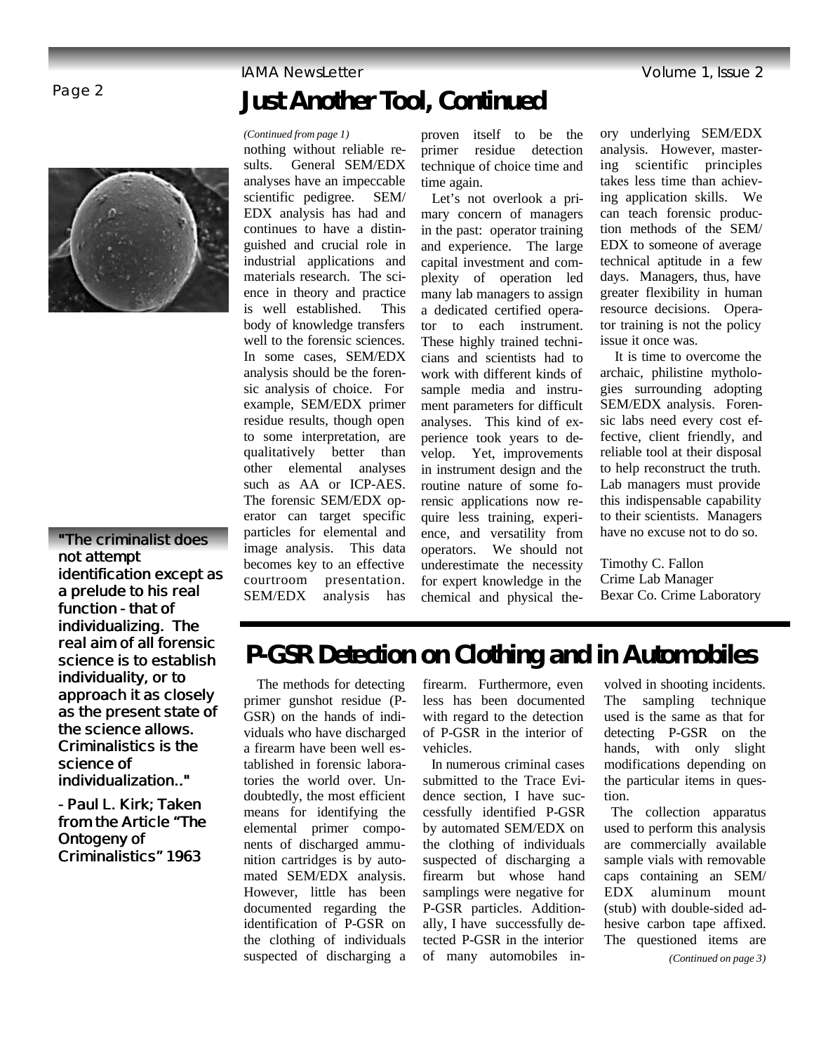# Just Another Tool, Continued

*(Continued from page 1)*

nothing without reliable results. General SEM/EDX analyses have an impeccable scientific pedigree. SEM/EDX analysis has had and continues to have a distinguished and crucial role in industrial applications and materials research. The science in theory and practice is well established. This body of knowledge transfers well to the forensic sciences. In some cases, SEM/EDX analysis should be the forensic analysis of choice. For example, SEM/EDX primer residue results, though open to some interpretation, are qualitatively better than other elemental analyses such as AA or ICP-AES. The forensic SEM/EDX operator can target specific particles for elemental and image analysis. This data becomes key to an effective courtroom presentation. SEM/EDX analysis has proven itself to be the primer residue detection technique of choice time and time again.

Let's not overlook a primary concern of managers in the past: operator training and experience. The large capital investment and complexity of operation led many lab managers to assign a dedicated certified operator to each instrument. These highly trained technicians and scientists had to work with different kinds of sample media and instrument parameters for difficult analyses. This kind of experience took years to develop. Yet, improvements in instrument design and the routine nature of some forensic applications now require less training, experience, and versatility from operators. We should not underestimate the necessity for expert knowledge in the chemical and physical theory underlying SEM/EDX analysis. However, mastering scientific principles takes less time than achieving application skills. We can teach forensic production methods of the SEM/EDX to someone of average technical aptitude in a few days. Managers, thus, have greater flexibility in human resource decisions. Operator training is not the policy issue it once was.

It is time to overcome the archaic, philistine mythologies surrounding adopting SEM/EDX analysis. Forensic labs need every cost effective, client friendly, and reliable tool at their disposal to help reconstruct the truth. Lab managers must provide this indispensable capability to their scientists. Managers have no excuse not to do so.

Timothy C. Fallon
Crime Lab Manager
Bexar Co. Crime Laboratory

**"The criminalist does not attempt identification except as a prelude to his real function - that of individualizing. The real aim of all forensic science is to establish individuality, or to approach it as closely as the present state of the science allows. Criminalistics is the science of individualization.."**

**- Paul L. Kirk; Taken from the Article "The Ontogeny of Criminalistics" 1963**

# P-GSR Detection on Clothing and in Automobiles

The methods for detecting primer gunshot residue (P-GSR) on the hands of individuals who have discharged a firearm have been well established in forensic laboratories the world over. Undoubtedly, the most efficient means for identifying the elemental primer components of discharged ammunition cartridges is by automated SEM/EDX analysis. However, little has been documented regarding the identification of P-GSR on the clothing of individuals suspected of discharging a firearm. Furthermore, even less has been documented with regard to the detection of P-GSR in the interior of vehicles.

In numerous criminal cases submitted to the Trace Evidence section, I have successfully identified P-GSR by automated SEM/EDX on the clothing of individuals suspected of discharging a firearm but whose hand samplings were negative for P-GSR particles. Additionally, I have successfully detected P-GSR in the interior of many automobiles involved in shooting incidents. The sampling technique used is the same as that for detecting P-GSR on the hands, with only slight modifications depending on the particular items in question.

The collection apparatus used to perform this analysis are commercially available sample vials with removable caps containing an SEM/EDX aluminum mount (stub) with double-sided adhesive carbon tape affixed. The questioned items are

*(Continued on page 3)*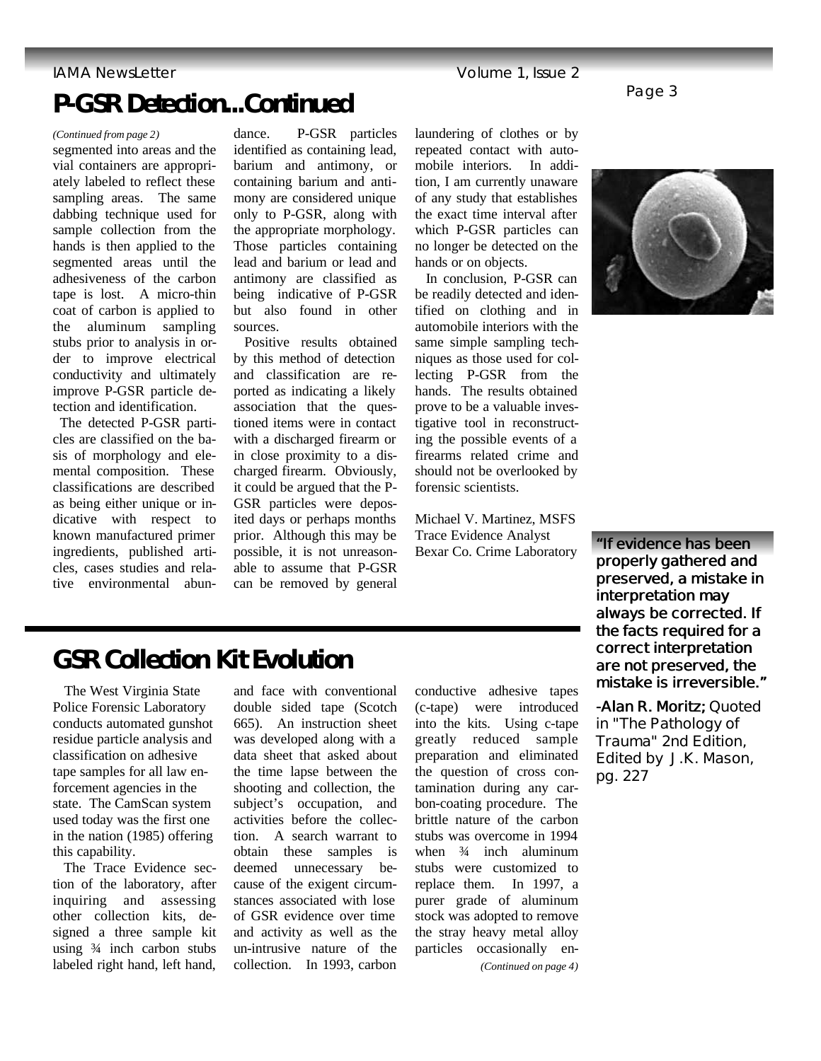## P-GSR Detection...Continued

*(Continued from page 2)*

segmented into areas and the vial containers are appropriately labeled to reflect these sampling areas. The same dabbing technique used for sample collection from the hands is then applied to the segmented areas until the adhesiveness of the carbon tape is lost. A micro-thin coat of carbon is applied to the aluminum sampling stubs prior to analysis in order to improve electrical conductivity and ultimately improve P-GSR particle detection and identification.

The detected P-GSR particles are classified on the basis of morphology and elemental composition. These classifications are described as being either unique or indicative with respect to known manufactured primer ingredients, published articles, cases studies and relative environmental abundance. P-GSR particles identified as containing lead, barium and antimony, or containing barium and antimony are considered unique only to P-GSR, along with the appropriate morphology. Those particles containing lead and barium or lead and antimony are classified as being indicative of P-GSR but also found in other sources.

Positive results obtained by this method of detection and classification are reported as indicating a likely association that the questioned items were in contact with a discharged firearm or in close proximity to a discharged firearm. Obviously, it could be argued that the P-GSR particles were deposited days or perhaps months prior. Although this may be possible, it is not unreasonable to assume that P-GSR can be removed by general laundering of clothes or by repeated contact with automobile interiors. In addition, I am currently unaware of any study that establishes the exact time interval after which P-GSR particles can no longer be detected on the hands or on objects.

In conclusion, P-GSR can be readily detected and identified on clothing and in automobile interiors with the same simple sampling techniques as those used for collecting P-GSR from the hands. The results obtained prove to be a valuable investigative tool in reconstructing the possible events of a firearms related crime and should not be overlooked by forensic scientists.

Michael V. Martinez, MSFS
Trace Evidence Analyst
Bexar Co. Crime Laboratory

**"If evidence has been properly gathered and preserved, a mistake in interpretation may always be corrected. If the facts required for a correct interpretation are not preserved, the mistake is irreversible."**

**-Alan R. Moritz;** Quoted in "The Pathology of Trauma" 2nd Edition, Edited by J.K. Mason, pg. 227

## GSR Collection Kit Evolution

The West Virginia State Police Forensic Laboratory conducts automated gunshot residue particle analysis and classification on adhesive tape samples for all law enforcement agencies in the state. The CamScan system used today was the first one in the nation (1985) offering this capability.

The Trace Evidence section of the laboratory, after inquiring and assessing other collection kits, designed a three sample kit using ¾ inch carbon stubs labeled right hand, left hand, and face with conventional double sided tape (Scotch 665). An instruction sheet was developed along with a data sheet that asked about the time lapse between the shooting and collection, the subject's occupation, and activities before the collection. A search warrant to obtain these samples is deemed unnecessary because of the exigent circumstances associated with lose of GSR evidence over time and activity as well as the un-intrusive nature of the collection. In 1993, carbon conductive adhesive tapes (c-tape) were introduced into the kits. Using c-tape greatly reduced sample preparation and eliminated the question of cross contamination during any carbon-coating procedure. The brittle nature of the carbon stubs was overcome in 1994 when ¾ inch aluminum stubs were customized to replace them. In 1997, a purer grade of aluminum stock was adopted to remove the stray heavy metal alloy particles occasionally en-

*(Continued on page 4)*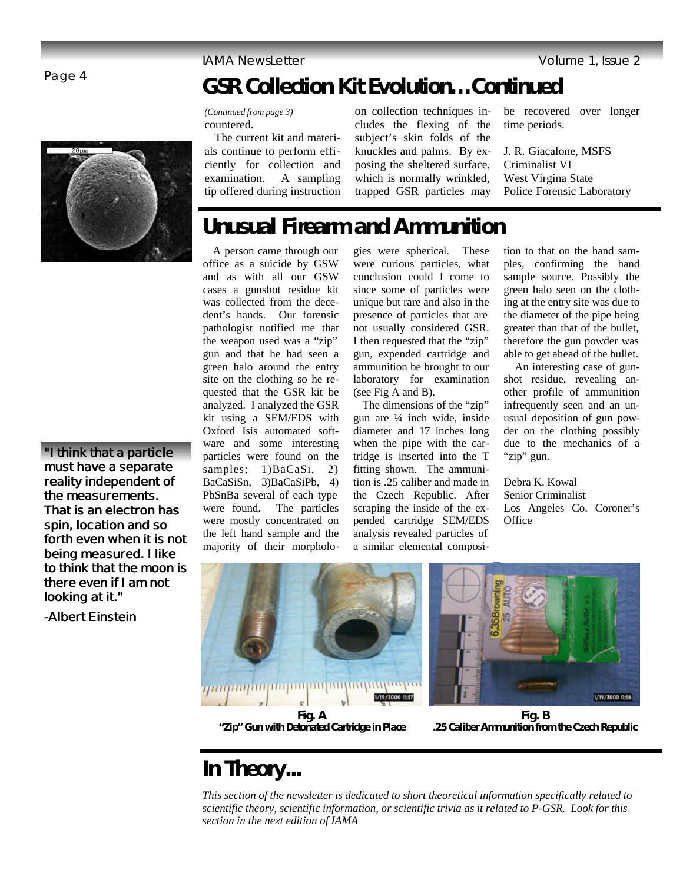## GSR Collection Kit Evolution…Continued

*(Continued from page 3)*

countered.

The current kit and materials continue to perform efficiently for collection and examination. A sampling tip offered during instruction on collection techniques includes the flexing of the subject's skin folds of the knuckles and palms. By exposing the sheltered surface, which is normally wrinkled, trapped GSR particles may be recovered over longer time periods.

J. R. Giacalone, MSFS
Criminalist VI
West Virgina State
Police Forensic Laboratory

## Unusual Firearm and Ammunition

A person came through our office as a suicide by GSW and as with all our GSW cases a gunshot residue kit was collected from the decedent's hands. Our forensic pathologist notified me that the weapon used was a "zip" gun and that he had seen a green halo around the entry site on the clothing so he requested that the GSR kit be analyzed. I analyzed the GSR kit using a SEM/EDS with Oxford Isis automated software and some interesting particles were found on the samples; 1)BaCaSi, 2) BaCaSiSn, 3)BaCaSiPb, 4) PbSnBa several of each type were found. The particles were mostly concentrated on the left hand sample and the majority of their morphologies were spherical. These were curious particles, what conclusion could I come to since some of particles were unique but rare and also in the presence of particles that are not usually considered GSR. I then requested that the "zip" gun, expended cartridge and ammunition be brought to our laboratory for examination (see Fig A and B).

The dimensions of the "zip" gun are ¼ inch wide, inside diameter and 17 inches long when the pipe with the cartridge is inserted into the T fitting shown. The ammunition is .25 caliber and made in the Czech Republic. After scraping the inside of the expended cartridge SEM/EDS analysis revealed particles of a similar elemental composition to that on the hand samples, confirming the hand sample source. Possibly the green halo seen on the clothing at the entry site was due to the diameter of the pipe being greater than that of the bullet, therefore the gun powder was able to get ahead of the bullet.

An interesting case of gunshot residue, revealing another profile of ammunition infrequently seen and an unusual deposition of gun powder on the clothing possibly due to the mechanics of a "zip" gun.

Debra K. Kowal
Senior Criminalist
Los Angeles Co. Coroner's Office

**Fig. A**
**"Zip" Gun with Detonated Cartridge in Place**

**Fig. B**
**.25 Caliber Ammunition from the Czech Republic**

**"I think that a particle must have a separate reality independent of the measurements. That is an electron has spin, location and so forth even when it is not being measured. I like to think that the moon is there even if I am not looking at it."**

**-Albert Einstein**

## In Theory...

*This section of the newsletter is dedicated to short theoretical information specifically related to scientific theory, scientific information, or scientific trivia as it related to P-GSR. Look for this section in the next edition of IAMA*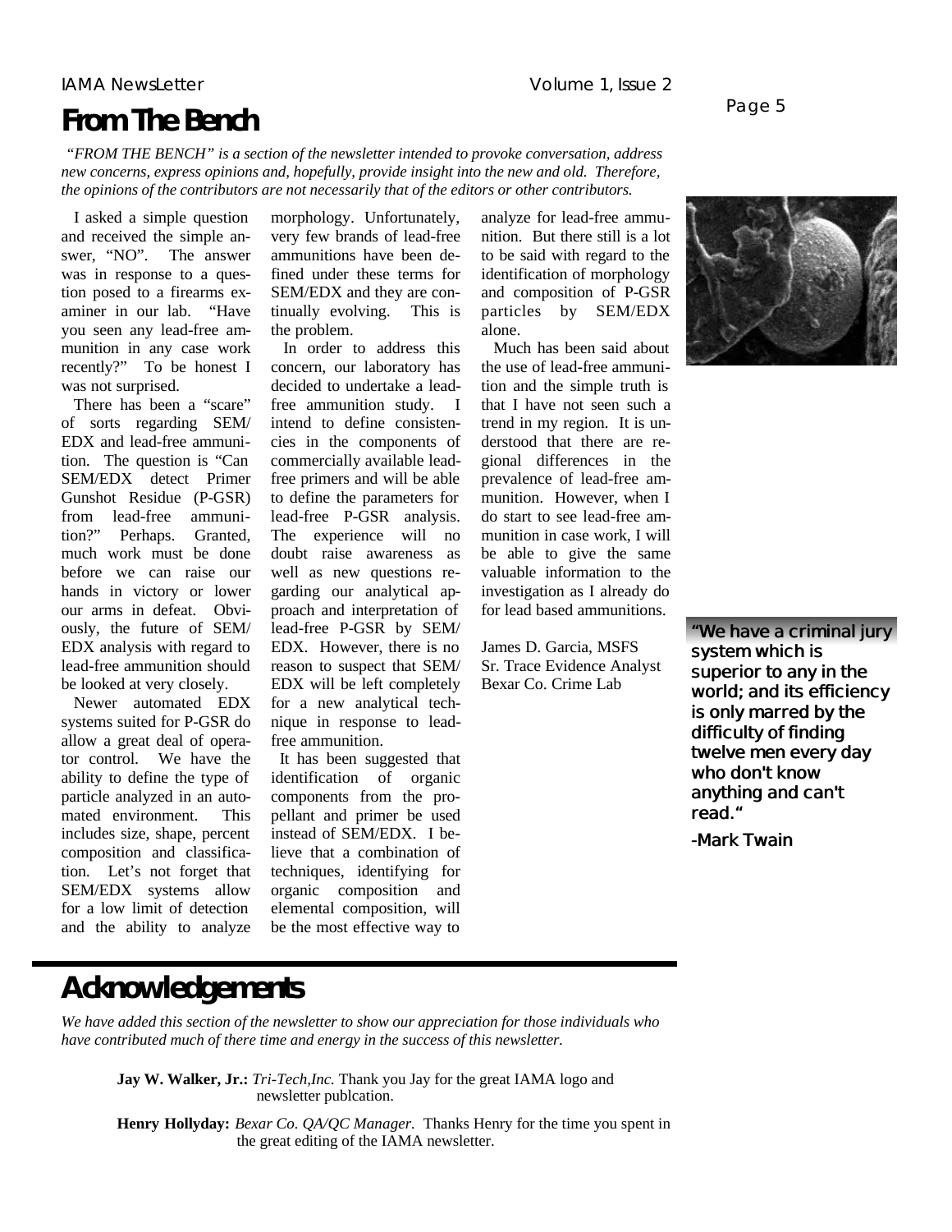# From The Bench

*"FROM THE BENCH" is a section of the newsletter intended to provoke conversation, address new concerns, express opinions and, hopefully, provide insight into the new and old. Therefore, the opinions of the contributors are not necessarily that of the editors or other contributors.*

I asked a simple question and received the simple answer, "NO". The answer was in response to a question posed to a firearms examiner in our lab. "Have you seen any lead-free ammunition in any case work recently?" To be honest I was not surprised.

There has been a "scare" of sorts regarding SEM/EDX and lead-free ammunition. The question is "Can SEM/EDX detect Primer Gunshot Residue (P-GSR) from lead-free ammunition?" Perhaps. Granted, much work must be done before we can raise our hands in victory or lower our arms in defeat. Obviously, the future of SEM/EDX analysis with regard to lead-free ammunition should be looked at very closely.

Newer automated EDX systems suited for P-GSR do allow a great deal of operator control. We have the ability to define the type of particle analyzed in an automated environment. This includes size, shape, percent composition and classification. Let's not forget that SEM/EDX systems allow for a low limit of detection and the ability to analyze morphology. Unfortunately, very few brands of lead-free ammunitions have been defined under these terms for SEM/EDX and they are continually evolving. This is the problem.

In order to address this concern, our laboratory has decided to undertake a lead-free ammunition study. I intend to define consistencies in the components of commercially available lead-free primers and will be able to define the parameters for lead-free P-GSR analysis. The experience will no doubt raise awareness as well as new questions regarding our analytical approach and interpretation of lead-free P-GSR by SEM/EDX. However, there is no reason to suspect that SEM/EDX will be left completely for a new analytical technique in response to lead-free ammunition.

It has been suggested that identification of organic components from the propellant and primer be used instead of SEM/EDX. I believe that a combination of techniques, identifying for organic composition and elemental composition, will be the most effective way to analyze for lead-free ammunition. But there still is a lot to be said with regard to the identification of morphology and composition of P-GSR particles by SEM/EDX alone.

Much has been said about the use of lead-free ammunition and the simple truth is that I have not seen such a trend in my region. It is understood that there are regional differences in the prevalence of lead-free ammunition. However, when I do start to see lead-free ammunition in case work, I will be able to give the same valuable information to the investigation as I already do for lead based ammunitions.

James D. Garcia, MSFS
Sr. Trace Evidence Analyst
Bexar Co. Crime Lab

**"We have a criminal jury system which is superior to any in the world; and its efficiency is only marred by the difficulty of finding twelve men every day who don't know anything and can't read."**

**-Mark Twain**

# Acknowledgements

*We have added this section of the newsletter to show our appreciation for those individuals who have contributed much of there time and energy in the success of this newsletter.*

**Jay W. Walker, Jr.:** *Tri-Tech,Inc.* Thank you Jay for the great IAMA logo and newsletter publcation.

**Henry Hollyday:** *Bexar Co. QA/QC Manager.* Thanks Henry for the time you spent in the great editing of the IAMA newsletter.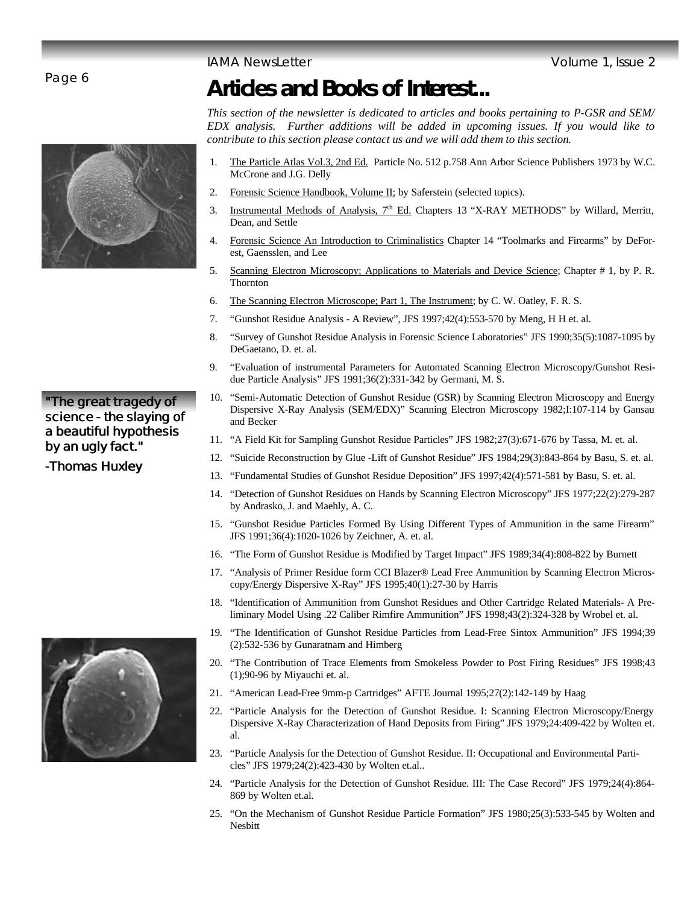# Articles and Books of Interest...

*This section of the newsletter is dedicated to articles and books pertaining to P-GSR and SEM/EDX analysis. Further additions will be added in upcoming issues. If you would like to contribute to this section please contact us and we will add them to this section.*

1. The Particle Atlas Vol.3, 2nd Ed. Particle No. 512 p.758 Ann Arbor Science Publishers 1973 by W.C. McCrone and J.G. Delly
2. Forensic Science Handbook, Volume II; by Saferstein (selected topics).
3. Instrumental Methods of Analysis, 7th Ed. Chapters 13 "X-RAY METHODS" by Willard, Merritt, Dean, and Settle
4. Forensic Science An Introduction to Criminalistics Chapter 14 "Toolmarks and Firearms" by DeForest, Gaensslen, and Lee
5. Scanning Electron Microscopy; Applications to Materials and Device Science; Chapter # 1, by P. R. Thornton
6. The Scanning Electron Microscope; Part 1, The Instrument; by C. W. Oatley, F. R. S.
7. "Gunshot Residue Analysis - A Review", JFS 1997;42(4):553-570 by Meng, H H et. al.
8. "Survey of Gunshot Residue Analysis in Forensic Science Laboratories" JFS 1990;35(5):1087-1095 by DeGaetano, D. et. al.
9. "Evaluation of instrumental Parameters for Automated Scanning Electron Microscopy/Gunshot Residue Particle Analysis" JFS 1991;36(2):331-342 by Germani, M. S.
10. "Semi-Automatic Detection of Gunshot Residue (GSR) by Scanning Electron Microscopy and Energy Dispersive X-Ray Analysis (SEM/EDX)" Scanning Electron Microscopy 1982;I:107-114 by Gansau and Becker
11. "A Field Kit for Sampling Gunshot Residue Particles" JFS 1982;27(3):671-676 by Tassa, M. et. al.
12. "Suicide Reconstruction by Glue -Lift of Gunshot Residue" JFS 1984;29(3):843-864 by Basu, S. et. al.
13. "Fundamental Studies of Gunshot Residue Deposition" JFS 1997;42(4):571-581 by Basu, S. et. al.
14. "Detection of Gunshot Residues on Hands by Scanning Electron Microscopy" JFS 1977;22(2):279-287 by Andrasko, J. and Maehly, A. C.
15. "Gunshot Residue Particles Formed By Using Different Types of Ammunition in the same Firearm" JFS 1991;36(4):1020-1026 by Zeichner, A. et. al.
16. "The Form of Gunshot Residue is Modified by Target Impact" JFS 1989;34(4):808-822 by Burnett
17. "Analysis of Primer Residue form CCI Blazer® Lead Free Ammunition by Scanning Electron Microscopy/Energy Dispersive X-Ray" JFS 1995;40(1):27-30 by Harris
18. "Identification of Ammunition from Gunshot Residues and Other Cartridge Related Materials- A Preliminary Model Using .22 Caliber Rimfire Ammunition" JFS 1998;43(2):324-328 by Wrobel et. al.
19. "The Identification of Gunshot Residue Particles from Lead-Free Sintox Ammunition" JFS 1994;39 (2):532-536 by Gunaratnam and Himberg
20. "The Contribution of Trace Elements from Smokeless Powder to Post Firing Residues" JFS 1998;43 (1);90-96 by Miyauchi et. al.
21. "American Lead-Free 9mm-p Cartridges" AFTE Journal 1995;27(2):142-149 by Haag
22. "Particle Analysis for the Detection of Gunshot Residue. I: Scanning Electron Microscopy/Energy Dispersive X-Ray Characterization of Hand Deposits from Firing" JFS 1979;24:409-422 by Wolten et. al.
23. "Particle Analysis for the Detection of Gunshot Residue. II: Occupational and Environmental Particles" JFS 1979;24(2):423-430 by Wolten et.al..
24. "Particle Analysis for the Detection of Gunshot Residue. III: The Case Record" JFS 1979;24(4):864-869 by Wolten et.al.
25. "On the Mechanism of Gunshot Residue Particle Formation" JFS 1980;25(3):533-545 by Wolten and Nesbitt

**"The great tragedy of science - the slaying of a beautiful hypothesis by an ugly fact."**

**-Thomas Huxley**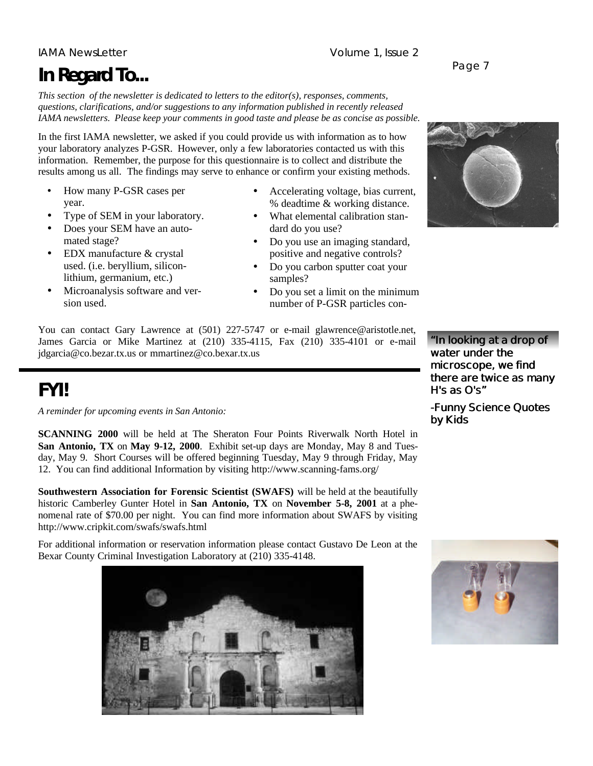# In Regard To...

*This section of the newsletter is dedicated to letters to the editor(s), responses, comments, questions, clarifications, and/or suggestions to any information published in recently released IAMA newsletters. Please keep your comments in good taste and please be as concise as possible.*

In the first IAMA newsletter, we asked if you could provide us with information as to how your laboratory analyzes P-GSR. However, only a few laboratories contacted us with this information. Remember, the purpose for this questionnaire is to collect and distribute the results among us all. The findings may serve to enhance or confirm your existing methods.

- How many P-GSR cases per year.
- Type of SEM in your laboratory.
- Does your SEM have an automated stage?
- EDX manufacture & crystal used. (i.e. beryllium, silicon-lithium, germanium, etc.)
- Microanalysis software and version used.
- Accelerating voltage, bias current, % deadtime & working distance.
- What elemental calibration standard do you use?
- Do you use an imaging standard, positive and negative controls?
- Do you carbon sputter coat your samples?
- Do you set a limit on the minimum number of P-GSR particles con-

You can contact Gary Lawrence at (501) 227-5747 or e-mail glawrence@aristotle.net, James Garcia or Mike Martinez at (210) 335-4115, Fax (210) 335-4101 or e-mail jdgarcia@co.bezar.tx.us or mmartinez@co.bexar.tx.us

**"In looking at a drop of water under the microscope, we find there are twice as many H's as O's"**

**-Funny Science Quotes by Kids**

# FYI!

*A reminder for upcoming events in San Antonio:*

**SCANNING 2000** will be held at The Sheraton Four Points Riverwalk North Hotel in **San Antonio, TX** on **May 9-12, 2000**. Exhibit set-up days are Monday, May 8 and Tuesday, May 9. Short Courses will be offered beginning Tuesday, May 9 through Friday, May 12. You can find additional Information by visiting http://www.scanning-fams.org/

**Southwestern Association for Forensic Scientist (SWAFS)** will be held at the beautifully historic Camberley Gunter Hotel in **San Antonio, TX** on **November 5-8, 2001** at a phenomenal rate of $70.00 per night. You can find more information about SWAFS by visiting http://www.cripkit.com/swafs/swafs.html

For additional information or reservation information please contact Gustavo De Leon at the Bexar County Criminal Investigation Laboratory at (210) 335-4148.